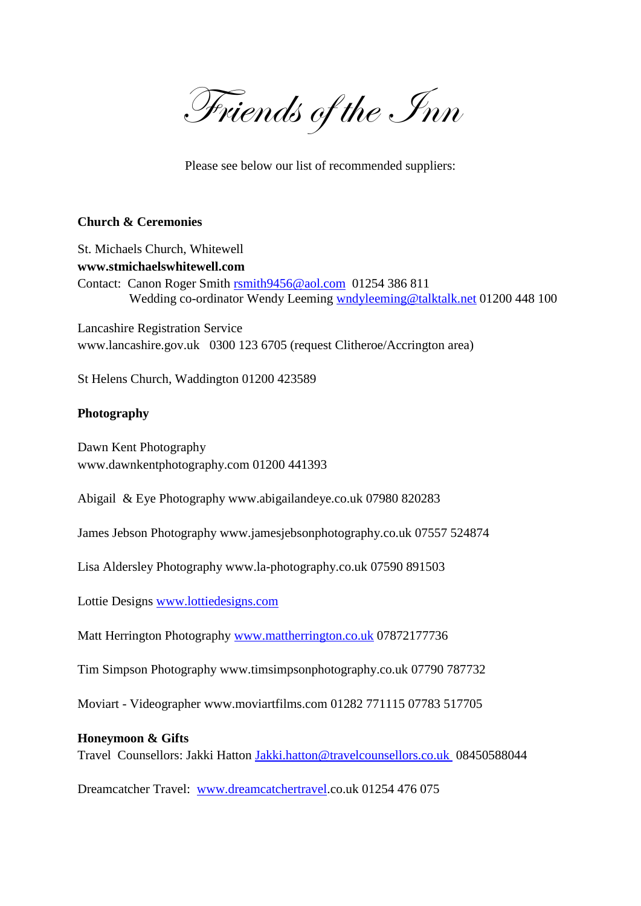# *Friends of the Inn*

Please see below our list of recommended suppliers:

**Church & Ceremonies**

St. Michaels Church, Whitewell
**www.stmichaelswhitewell.com**
Contact: Canon Roger Smith rsmith9456@aol.com 01254 386 811
Wedding co-ordinator Wendy Leeming wndyleeming@talktalk.net 01200 448 100

Lancashire Registration Service
www.lancashire.gov.uk 0300 123 6705 (request Clitheroe/Accrington area)

St Helens Church, Waddington 01200 423589

**Photography**

Dawn Kent Photography
www.dawnkentphotography.com 01200 441393

Abigail & Eye Photography www.abigailandeye.co.uk 07980 820283

James Jebson Photography www.jamesjebsonphotography.co.uk 07557 524874

Lisa Aldersley Photography www.la-photography.co.uk 07590 891503

Lottie Designs www.lottiedesigns.com

Matt Herrington Photography www.mattherrington.co.uk 07872177736

Tim Simpson Photography www.timsimpsonphotography.co.uk 07790 787732

Moviart - Videographer www.moviartfilms.com 01282 771115 07783 517705

**Honeymoon & Gifts**
Travel Counsellors: Jakki Hatton Jakki.hatton@travelcounsellors.co.uk 08450588044

Dreamcatcher Travel: www.dreamcatchertravel.co.uk 01254 476 075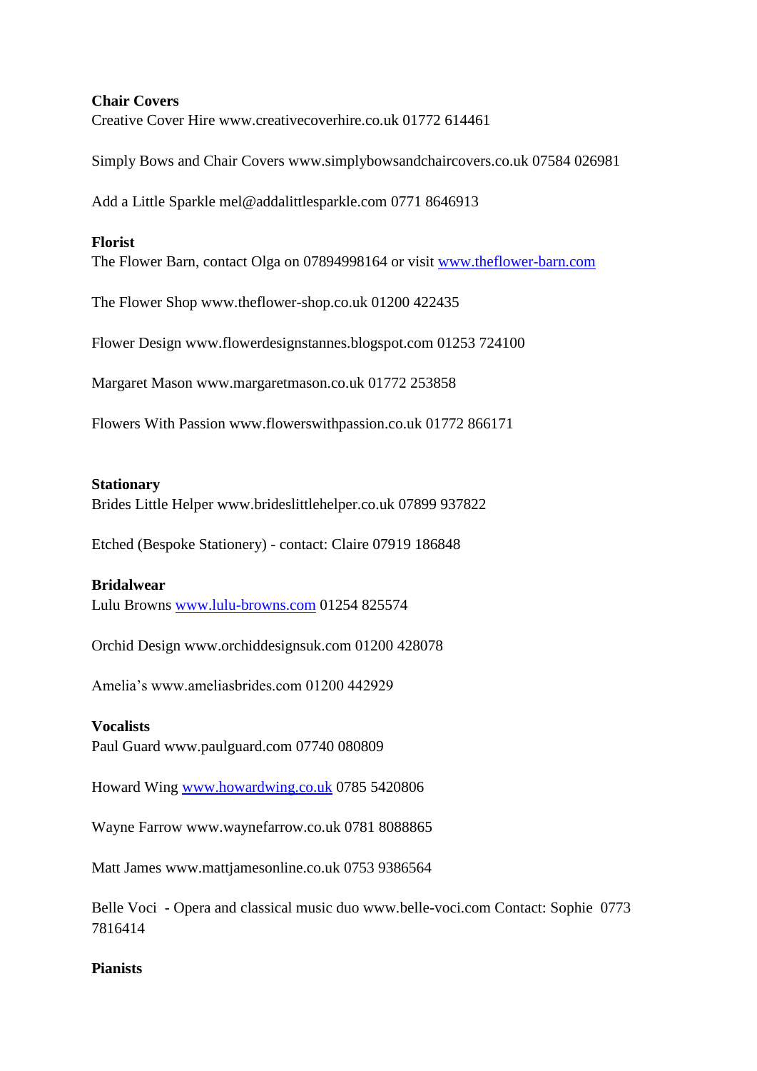**Chair Covers**

Creative Cover Hire www.creativecoverhire.co.uk 01772 614461

Simply Bows and Chair Covers www.simplybowsandchaircovers.co.uk 07584 026981

Add a Little Sparkle mel@addalittlesparkle.com 0771 8646913

**Florist**

The Flower Barn, contact Olga on 07894998164 or visit [www.theflower-barn.com](http://www.theflower-barn.com)

The Flower Shop www.theflower-shop.co.uk 01200 422435

Flower Design www.flowerdesignstannes.blogspot.com 01253 724100

Margaret Mason www.margaretmason.co.uk 01772 253858

Flowers With Passion www.flowerswithpassion.co.uk 01772 866171

**Stationary**

Brides Little Helper www.brideslittlehelper.co.uk 07899 937822

Etched (Bespoke Stationery) - contact: Claire 07919 186848

**Bridalwear**

Lulu Browns [www.lulu-browns.com](http://www.lulu-browns.com) 01254 825574

Orchid Design www.orchiddesignsuk.com 01200 428078

Amelia's www.ameliasbrides.com 01200 442929

**Vocalists**

Paul Guard www.paulguard.com 07740 080809

Howard Wing [www.howardwing.co.uk](http://www.howardwing.co.uk) 0785 5420806

Wayne Farrow www.waynefarrow.co.uk 0781 8088865

Matt James www.mattjamesonline.co.uk 0753 9386564

Belle Voci - Opera and classical music duo www.belle-voci.com Contact: Sophie 0773 7816414

**Pianists**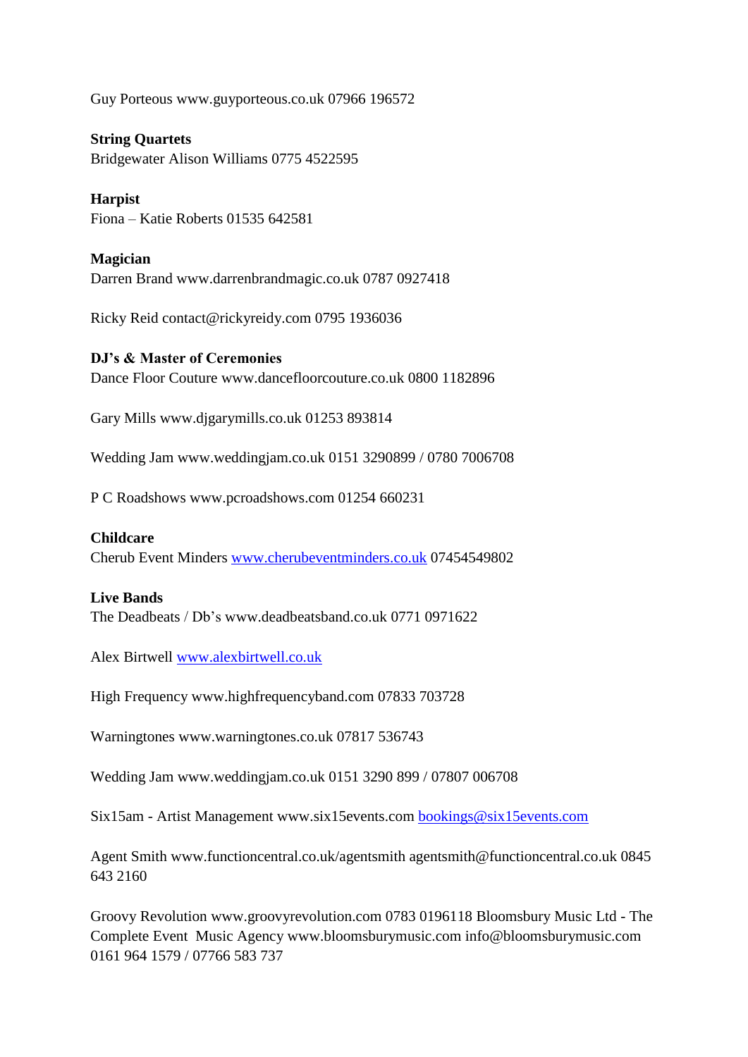Guy Porteous www.guyporteous.co.uk 07966 196572

**String Quartets**
Bridgewater Alison Williams 0775 4522595

**Harpist**
Fiona – Katie Roberts 01535 642581

**Magician**
Darren Brand www.darrenbrandmagic.co.uk 0787 0927418

Ricky Reid contact@rickyreidy.com 0795 1936036

**DJ's & Master of Ceremonies**
Dance Floor Couture www.dancefloorcouture.co.uk 0800 1182896

Gary Mills www.djgarymills.co.uk 01253 893814

Wedding Jam www.weddingjam.co.uk 0151 3290899 / 0780 7006708

P C Roadshows www.pcroadshows.com 01254 660231

**Childcare**
Cherub Event Minders [www.cherubeventminders.co.uk](http://www.cherubeventminders.co.uk) 07454549802

**Live Bands**
The Deadbeats / Db's www.deadbeatsband.co.uk 0771 0971622

Alex Birtwell [www.alexbirtwell.co.uk](http://www.alexbirtwell.co.uk)

High Frequency www.highfrequencyband.com 07833 703728

Warningtones www.warningtones.co.uk 07817 536743

Wedding Jam www.weddingjam.co.uk 0151 3290 899 / 07807 006708

Six15am - Artist Management www.six15events.com [bookings@six15events.com](mailto:bookings@six15events.com)

Agent Smith www.functioncentral.co.uk/agentsmith agentsmith@functioncentral.co.uk 0845 643 2160

Groovy Revolution www.groovyrevolution.com 0783 0196118 Bloomsbury Music Ltd - The Complete Event Music Agency www.bloomsburymusic.com info@bloomsburymusic.com 0161 964 1579 / 07766 583 737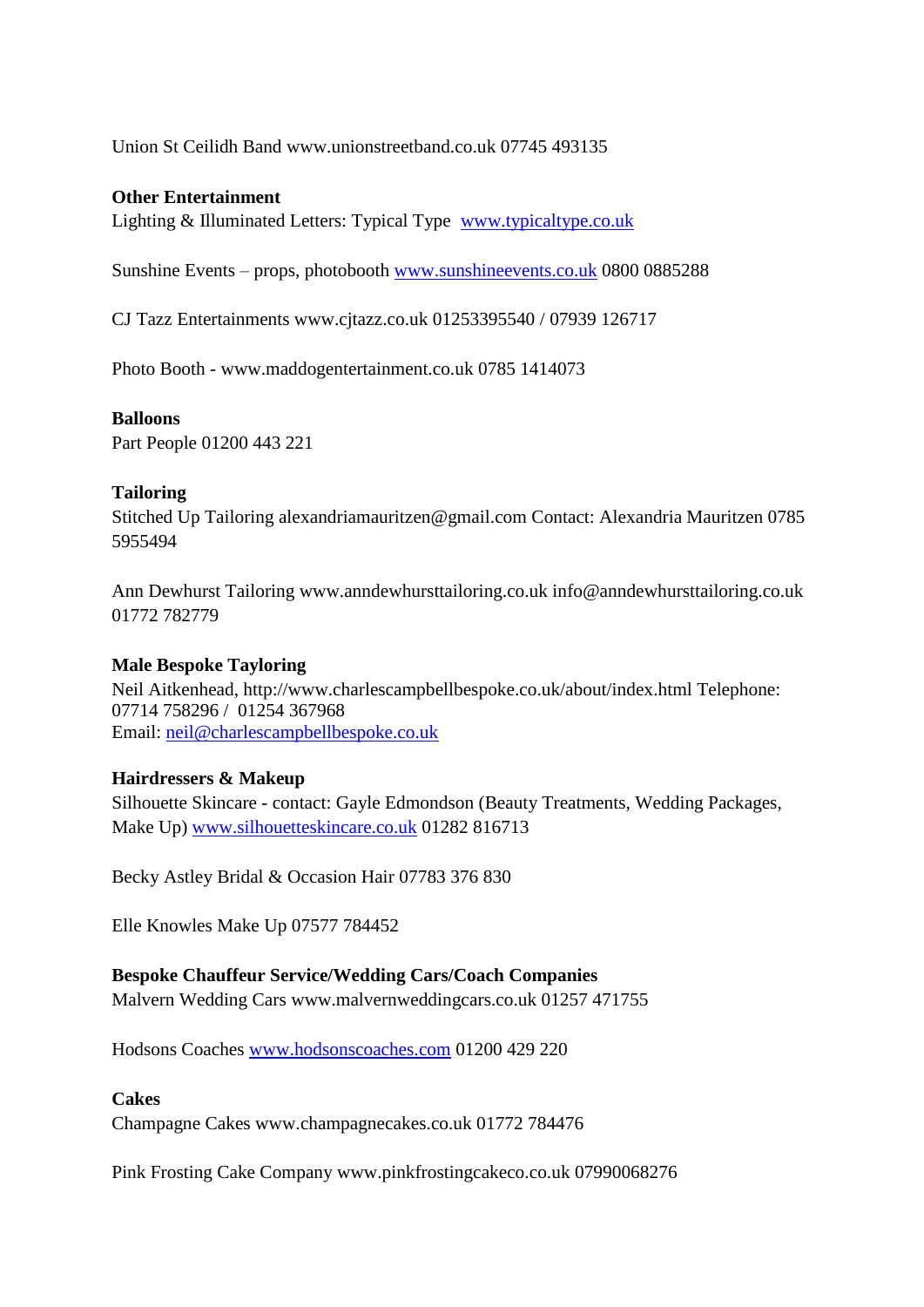Union St Ceilidh Band www.unionstreetband.co.uk 07745 493135

**Other Entertainment**

Lighting & Illuminated Letters: Typical Type  www.typicaltype.co.uk

Sunshine Events – props, photobooth www.sunshineevents.co.uk 0800 0885288

CJ Tazz Entertainments www.cjtazz.co.uk 01253395540 / 07939 126717

Photo Booth - www.maddogentertainment.co.uk 0785 1414073

**Balloons**

Part People 01200 443 221

**Tailoring**

Stitched Up Tailoring alexandriamauritzen@gmail.com Contact: Alexandria Mauritzen 0785 5955494

Ann Dewhurst Tailoring www.anndewhursttailoring.co.uk info@anndewhursttailoring.co.uk 01772 782779

**Male Bespoke Tayloring**

Neil Aitkenhead, http://www.charlescampbellbespoke.co.uk/about/index.html Telephone: 07714 758296 /  01254 367968
Email: neil@charlescampbellbespoke.co.uk

**Hairdressers & Makeup**

Silhouette Skincare - contact: Gayle Edmondson (Beauty Treatments, Wedding Packages, Make Up) www.silhouetteskincare.co.uk 01282 816713

Becky Astley Bridal & Occasion Hair 07783 376 830

Elle Knowles Make Up 07577 784452

**Bespoke Chauffeur Service/Wedding Cars/Coach Companies**

Malvern Wedding Cars www.malvernweddingcars.co.uk 01257 471755

Hodsons Coaches www.hodsonscoaches.com 01200 429 220

**Cakes**

Champagne Cakes www.champagnecakes.co.uk 01772 784476

Pink Frosting Cake Company www.pinkfrostingcakeco.co.uk 07990068276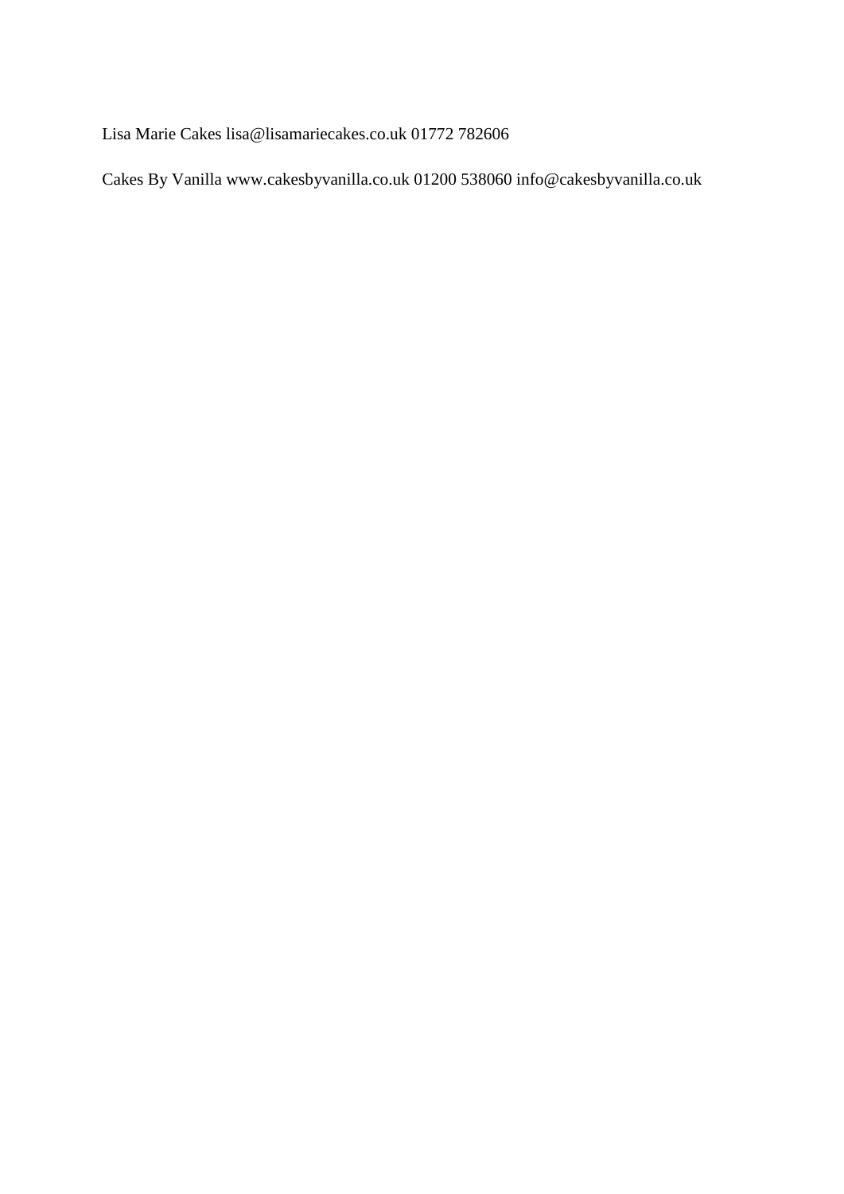Lisa Marie Cakes lisa@lisamariecakes.co.uk 01772 782606

Cakes By Vanilla www.cakesbyvanilla.co.uk 01200 538060 info@cakesbyvanilla.co.uk